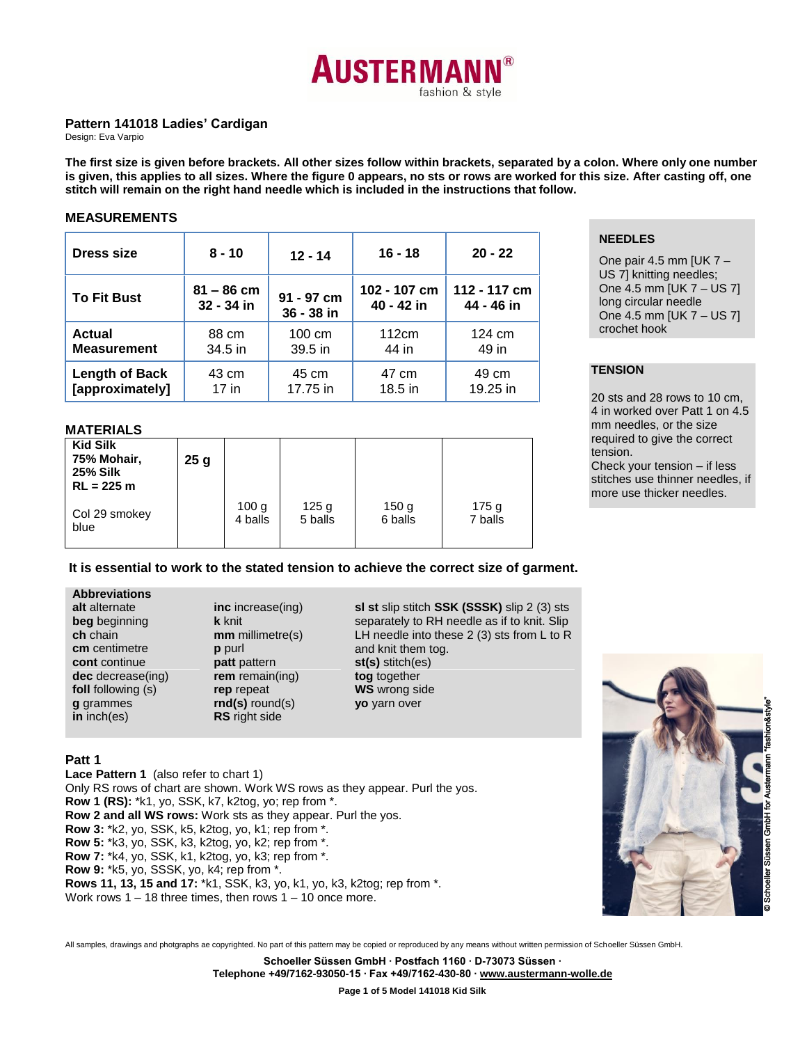AUSTERMANN® fashion & style

## Pattern 141018 Ladies' Cardigan

Design: Eva Varpio

**The first size is given before brackets. All other sizes follow within brackets, separated by a colon. Where only one number is given, this applies to all sizes. Where the figure 0 appears, no sts or rows are worked for this size. After casting off, one stitch will remain on the right hand needle which is included in the instructions that follow.**

### MEASUREMENTS

| **Dress size** | **8 - 10** | **12 - 14** | **16 - 18** | **20 - 22** |
|---|---|---|---|---|
| **To Fit Bust** | **81 – 86 cm 32 - 34 in** | **91 - 97 cm 36 - 38 in** | **102 - 107 cm 40 - 42 in** | **112 - 117 cm 44 - 46 in** |
| **Actual Measurement** | 88 cm 34.5 in | 100 cm 39.5 in | 112cm 44 in | 124 cm 49 in |
| **Length of Back [approximately]** | 43 cm 17 in | 45 cm 17.75 in | 47 cm 18.5 in | 49 cm 19.25 in |

### NEEDLES

One pair 4.5 mm [UK 7 – US 7] knitting needles;
One 4.5 mm [UK 7 – US 7] long circular needle
One 4.5 mm [UK 7 – US 7] crochet hook

### TENSION

20 sts and 28 rows to 10 cm, 4 in worked over Patt 1 on 4.5 mm needles, or the size required to give the correct tension.
Check your tension – if less stitches use thinner needles, if more use thicker needles.

### MATERIALS

| **Kid Silk 75% Mohair, 25% Silk RL = 225 m** | **25 g** | | | | |
|---|---|---|---|---|---|
| Col 29 smokey blue | | 100 g 4 balls | 125 g 5 balls | 150 g 6 balls | 175 g 7 balls |

**It is essential to work to the stated tension to achieve the correct size of garment.**

**Abbreviations**

**alt** alternate
**beg** beginning
**ch** chain
**cm** centimetre
**cont** continue
**dec** decrease(ing)
**foll** following (s)
**g** grammes
**in** inch(es)
**inc** increase(ing)
**k** knit
**mm** millimetre(s)
**p** purl
**patt** pattern
**rem** remain(ing)
**rep** repeat
**rnd(s)** round(s)
**RS** right side
**sl st** slip stitch **SSK (SSSK)** slip 2 (3) sts separately to RH needle as if to knit. Slip LH needle into these 2 (3) sts from L to R and knit them tog.
**st(s)** stitch(es)
**tog** together
**WS** wrong side
**yo** yarn over

### Patt 1

**Lace Pattern 1** (also refer to chart 1)
Only RS rows of chart are shown. Work WS rows as they appear. Purl the yos.
**Row 1 (RS):** *k1, yo, SSK, k7, k2tog, yo; rep from *.
**Row 2 and all WS rows:** Work sts as they appear. Purl the yos.
**Row 3:** *k2, yo, SSK, k5, k2tog, yo, k1; rep from *.
**Row 5:** *k3, yo, SSK, k3, k2tog, yo, k2; rep from *.
**Row 7:** *k4, yo, SSK, k1, k2tog, yo, k3; rep from *.
**Row 9:** *k5, yo, SSSK, yo, k4; rep from *.
**Rows 11, 13, 15 and 17:** *k1, SSK, k3, yo, k1, yo, k3, k2tog; rep from *.
Work rows 1 – 18 three times, then rows 1 – 10 once more.

© Schoeller Süssen GmbH for Austermann "fashion&style"

All samples, drawings and photgraphs ae copyrighted. No part of this pattern may be copied or reproduced by any means without written permission of Schoeller Süssen GmbH.

**Schoeller Süssen GmbH · Postfach 1160 · D-73073 Süssen ·**
**Telephone +49/7162-93050-15 · Fax +49/7162-430-80 · www.austermann-wolle.de**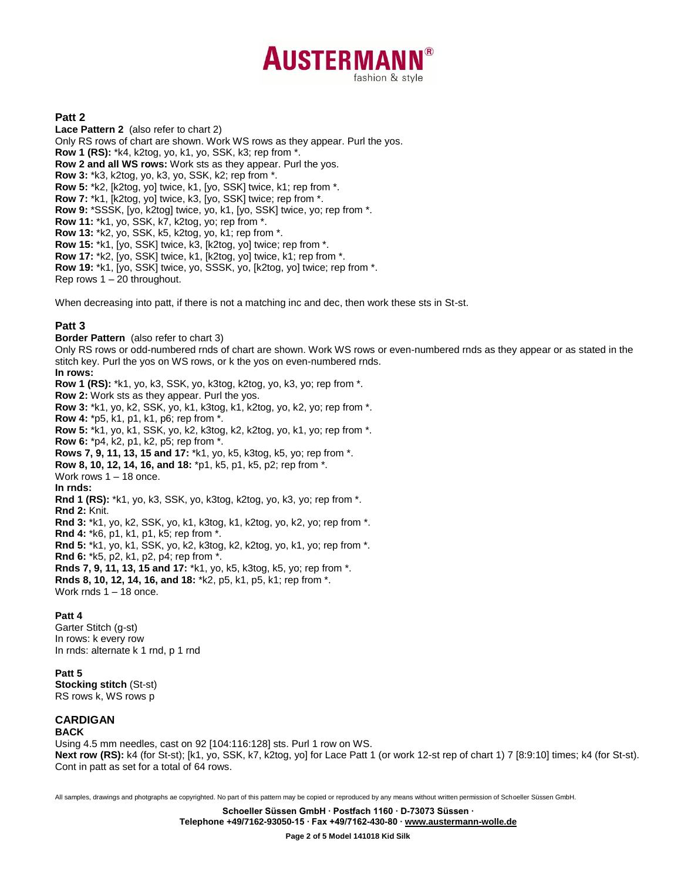## Patt 2

**Lace Pattern 2** (also refer to chart 2)

Only RS rows of chart are shown. Work WS rows as they appear. Purl the yos.

**Row 1 (RS):** *k4, k2tog, yo, k1, yo, SSK, k3; rep from *.

**Row 2 and all WS rows:** Work sts as they appear. Purl the yos.

**Row 3:** *k3, k2tog, yo, k3, yo, SSK, k2; rep from *.

**Row 5:** *k2, [k2tog, yo] twice, k1, [yo, SSK] twice, k1; rep from *.

**Row 7:** *k1, [k2tog, yo] twice, k3, [yo, SSK] twice; rep from *.

**Row 9:** *SSSK, [yo, k2tog] twice, yo, k1, [yo, SSK] twice, yo; rep from *.

**Row 11:** *k1, yo, SSK, k7, k2tog, yo; rep from *.

**Row 13:** *k2, yo, SSK, k5, k2tog, yo, k1; rep from *.

**Row 15:** *k1, [yo, SSK] twice, k3, [k2tog, yo] twice; rep from *.

**Row 17:** *k2, [yo, SSK] twice, k1, [k2tog, yo] twice, k1; rep from *.

**Row 19:** *k1, [yo, SSK] twice, yo, SSSK, yo, [k2tog, yo] twice; rep from *.

Rep rows 1 – 20 throughout.

When decreasing into patt, if there is not a matching inc and dec, then work these sts in St-st.

## Patt 3

**Border Pattern** (also refer to chart 3)

Only RS rows or odd-numbered rnds of chart are shown. Work WS rows or even-numbered rnds as they appear or as stated in the stitch key. Purl the yos on WS rows, or k the yos on even-numbered rnds.

**In rows:**

**Row 1 (RS):** *k1, yo, k3, SSK, yo, k3tog, k2tog, yo, k3, yo; rep from *.

**Row 2:** Work sts as they appear. Purl the yos.

**Row 3:** *k1, yo, k2, SSK, yo, k1, k3tog, k1, k2tog, yo, k2, yo; rep from *.

**Row 4:** *p5, k1, p1, k1, p6; rep from *.

**Row 5:** *k1, yo, k1, SSK, yo, k2, k3tog, k2, k2tog, yo, k1, yo; rep from *.

**Row 6:** *p4, k2, p1, k2, p5; rep from *.

**Rows 7, 9, 11, 13, 15 and 17:** *k1, yo, k5, k3tog, k5, yo; rep from *.

**Row 8, 10, 12, 14, 16, and 18:** *p1, k5, p1, k5, p2; rep from *.

Work rows 1 – 18 once.

**In rnds:**

**Rnd 1 (RS):** *k1, yo, k3, SSK, yo, k3tog, k2tog, yo, k3, yo; rep from *.

**Rnd 2:** Knit.

**Rnd 3:** *k1, yo, k2, SSK, yo, k1, k3tog, k1, k2tog, yo, k2, yo; rep from *.

**Rnd 4:** *k6, p1, k1, p1, k5; rep from *.

**Rnd 5:** *k1, yo, k1, SSK, yo, k2, k3tog, k2, k2tog, yo, k1, yo; rep from *.

**Rnd 6:** *k5, p2, k1, p2, p4; rep from *.

**Rnds 7, 9, 11, 13, 15 and 17:** *k1, yo, k5, k3tog, k5, yo; rep from *.

**Rnds 8, 10, 12, 14, 16, and 18:** *k2, p5, k1, p5, k1; rep from *.

Work rnds 1 – 18 once.

## Patt 4

Garter Stitch (g-st)

In rows: k every row

In rnds: alternate k 1 rnd, p 1 rnd

## Patt 5

**Stocking stitch** (St-st)

RS rows k, WS rows p

# CARDIGAN

## BACK

Using 4.5 mm needles, cast on 92 [104:116:128] sts. Purl 1 row on WS.

**Next row (RS):** k4 (for St-st); [k1, yo, SSK, k7, k2tog, yo] for Lace Patt 1 (or work 12-st rep of chart 1) 7 [8:9:10] times; k4 (for St-st). Cont in patt as set for a total of 64 rows.

All samples, drawings and photgraphs ae copyrighted. No part of this pattern may be copied or reproduced by any means without written permission of Schoeller Süssen GmbH.

**Schoeller Süssen GmbH · Postfach 1160 · D-73073 Süssen ·**
**Telephone +49/7162-93050-15 · Fax +49/7162-430-80 · www.austermann-wolle.de**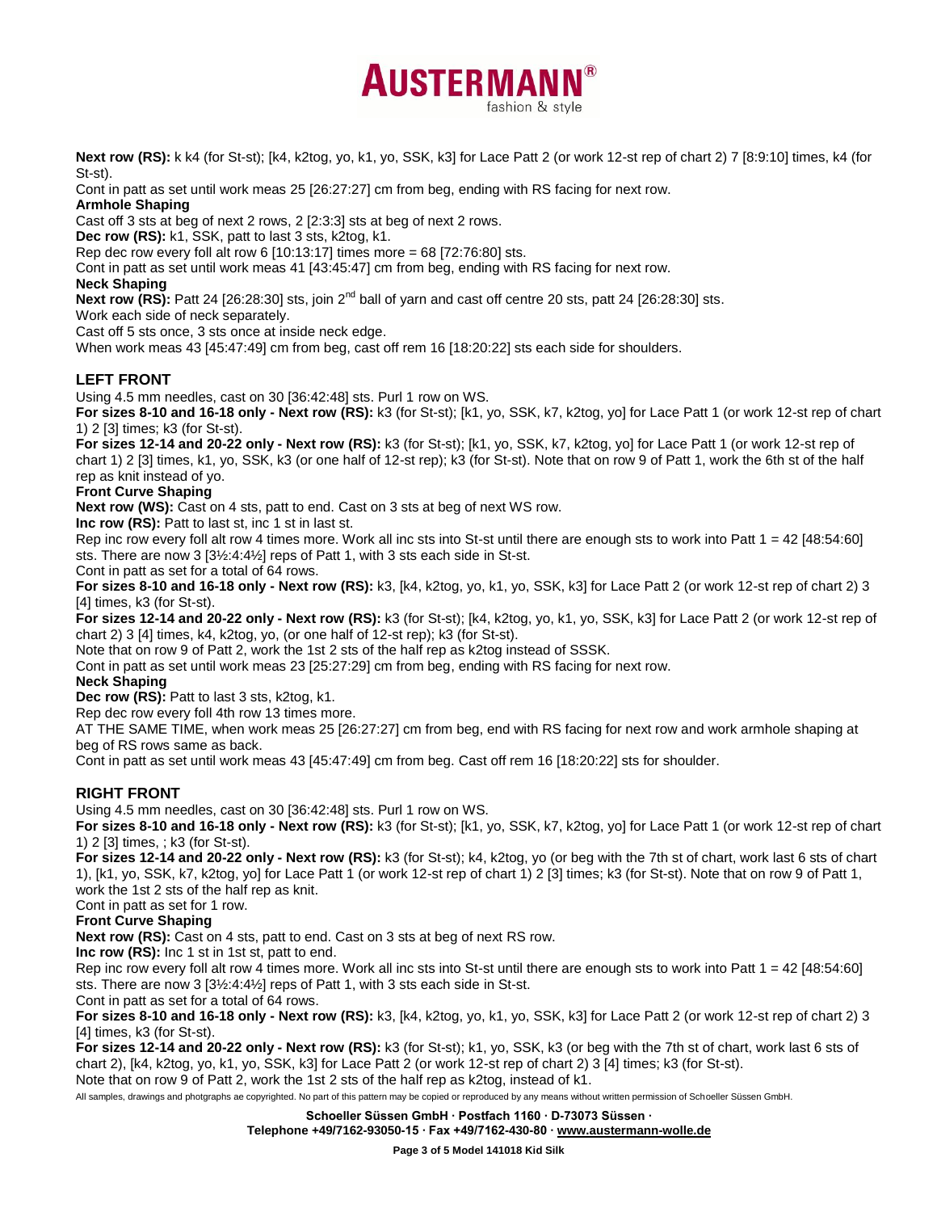**Next row (RS):** k k4 (for St-st); [k4, k2tog, yo, k1, yo, SSK, k3] for Lace Patt 2 (or work 12-st rep of chart 2) 7 [8:9:10] times, k4 (for St-st).

Cont in patt as set until work meas 25 [26:27:27] cm from beg, ending with RS facing for next row.

**Armhole Shaping**

Cast off 3 sts at beg of next 2 rows, 2 [2:3:3] sts at beg of next 2 rows.

**Dec row (RS):** k1, SSK, patt to last 3 sts, k2tog, k1.

Rep dec row every foll alt row 6 [10:13:17] times more = 68 [72:76:80] sts.

Cont in patt as set until work meas 41 [43:45:47] cm from beg, ending with RS facing for next row.

**Neck Shaping**

**Next row (RS):** Patt 24 [26:28:30] sts, join 2nd ball of yarn and cast off centre 20 sts, patt 24 [26:28:30] sts.

Work each side of neck separately.

Cast off 5 sts once, 3 sts once at inside neck edge.

When work meas 43 [45:47:49] cm from beg, cast off rem 16 [18:20:22] sts each side for shoulders.

## LEFT FRONT

Using 4.5 mm needles, cast on 30 [36:42:48] sts. Purl 1 row on WS.

**For sizes 8-10 and 16-18 only - Next row (RS):** k3 (for St-st); [k1, yo, SSK, k7, k2tog, yo] for Lace Patt 1 (or work 12-st rep of chart 1) 2 [3] times; k3 (for St-st).

**For sizes 12-14 and 20-22 only - Next row (RS):** k3 (for St-st); [k1, yo, SSK, k7, k2tog, yo] for Lace Patt 1 (or work 12-st rep of chart 1) 2 [3] times, k1, yo, SSK, k3 (or one half of 12-st rep); k3 (for St-st). Note that on row 9 of Patt 1, work the 6th st of the half rep as knit instead of yo.

**Front Curve Shaping**

**Next row (WS):** Cast on 4 sts, patt to end. Cast on 3 sts at beg of next WS row.

**Inc row (RS):** Patt to last st, inc 1 st in last st.

Rep inc row every foll alt row 4 times more. Work all inc sts into St-st until there are enough sts to work into Patt 1 = 42 [48:54:60] sts. There are now 3 [3½:4:4½] reps of Patt 1, with 3 sts each side in St-st.

Cont in patt as set for a total of 64 rows.

**For sizes 8-10 and 16-18 only - Next row (RS):** k3, [k4, k2tog, yo, k1, yo, SSK, k3] for Lace Patt 2 (or work 12-st rep of chart 2) 3 [4] times, k3 (for St-st).

**For sizes 12-14 and 20-22 only - Next row (RS):** k3 (for St-st); [k4, k2tog, yo, k1, yo, SSK, k3] for Lace Patt 2 (or work 12-st rep of chart 2) 3 [4] times, k4, k2tog, yo, (or one half of 12-st rep); k3 (for St-st).

Note that on row 9 of Patt 2, work the 1st 2 sts of the half rep as k2tog instead of SSSK.

Cont in patt as set until work meas 23 [25:27:29] cm from beg, ending with RS facing for next row.

**Neck Shaping**

**Dec row (RS):** Patt to last 3 sts, k2tog, k1.

Rep dec row every foll 4th row 13 times more.

AT THE SAME TIME, when work meas 25 [26:27:27] cm from beg, end with RS facing for next row and work armhole shaping at beg of RS rows same as back.

Cont in patt as set until work meas 43 [45:47:49] cm from beg. Cast off rem 16 [18:20:22] sts for shoulder.

## RIGHT FRONT

Using 4.5 mm needles, cast on 30 [36:42:48] sts. Purl 1 row on WS.

**For sizes 8-10 and 16-18 only - Next row (RS):** k3 (for St-st); [k1, yo, SSK, k7, k2tog, yo] for Lace Patt 1 (or work 12-st rep of chart 1) 2 [3] times, ; k3 (for St-st).

**For sizes 12-14 and 20-22 only - Next row (RS):** k3 (for St-st); k4, k2tog, yo (or beg with the 7th st of chart, work last 6 sts of chart 1), [k1, yo, SSK, k7, k2tog, yo] for Lace Patt 1 (or work 12-st rep of chart 1) 2 [3] times; k3 (for St-st). Note that on row 9 of Patt 1, work the 1st 2 sts of the half rep as knit.

Cont in patt as set for 1 row.

**Front Curve Shaping**

**Next row (RS):** Cast on 4 sts, patt to end. Cast on 3 sts at beg of next RS row.

**Inc row (RS):** Inc 1 st in 1st st, patt to end.

Rep inc row every foll alt row 4 times more. Work all inc sts into St-st until there are enough sts to work into Patt 1 = 42 [48:54:60] sts. There are now 3 [3½:4:4½] reps of Patt 1, with 3 sts each side in St-st.

Cont in patt as set for a total of 64 rows.

**For sizes 8-10 and 16-18 only - Next row (RS):** k3, [k4, k2tog, yo, k1, yo, SSK, k3] for Lace Patt 2 (or work 12-st rep of chart 2) 3 [4] times, k3 (for St-st).

**For sizes 12-14 and 20-22 only - Next row (RS):** k3 (for St-st); k1, yo, SSK, k3 (or beg with the 7th st of chart, work last 6 sts of chart 2), [k4, k2tog, yo, k1, yo, SSK, k3] for Lace Patt 2 (or work 12-st rep of chart 2) 3 [4] times; k3 (for St-st).

Note that on row 9 of Patt 2, work the 1st 2 sts of the half rep as k2tog, instead of k1.

All samples, drawings and photgraphs ae copyrighted. No part of this pattern may be copied or reproduced by any means without written permission of Schoeller Süssen GmbH.

Schoeller Süssen GmbH · Postfach 1160 · D-73073 Süssen ·
Telephone +49/7162-93050-15 · Fax +49/7162-430-80 · www.austermann-wolle.de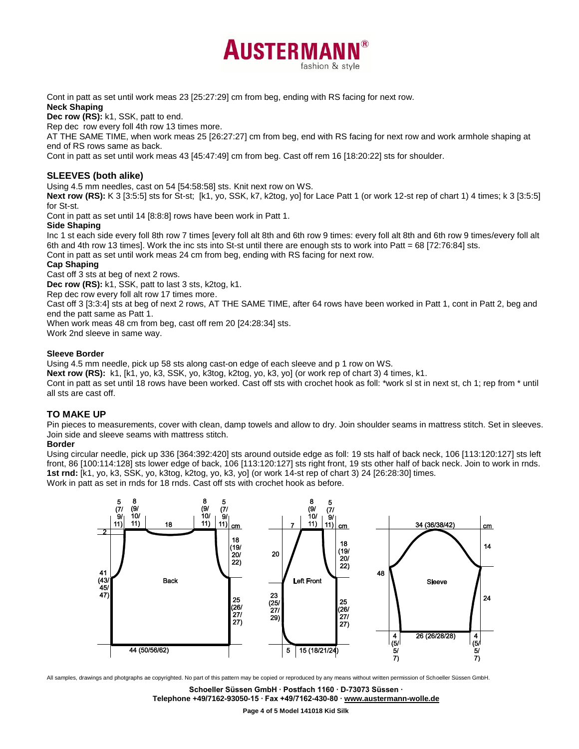Cont in patt as set until work meas 23 [25:27:29] cm from beg, ending with RS facing for next row.

**Neck Shaping**

**Dec row (RS):** k1, SSK, patt to end.

Rep dec row every foll 4th row 13 times more.

AT THE SAME TIME, when work meas 25 [26:27:27] cm from beg, end with RS facing for next row and work armhole shaping at end of RS rows same as back.

Cont in patt as set until work meas 43 [45:47:49] cm from beg. Cast off rem 16 [18:20:22] sts for shoulder.

## SLEEVES (both alike)

Using 4.5 mm needles, cast on 54 [54:58:58] sts. Knit next row on WS.

**Next row (RS):** K 3 [3:5:5] sts for St-st; [k1, yo, SSK, k7, k2tog, yo] for Lace Patt 1 (or work 12-st rep of chart 1) 4 times; k 3 [3:5:5] for St-st.

Cont in patt as set until 14 [8:8:8] rows have been work in Patt 1.

**Side Shaping**

Inc 1 st each side every foll 8th row 7 times [every foll alt 8th and 6th row 9 times: every foll alt 8th and 6th row 9 times/every foll alt 6th and 4th row 13 times]. Work the inc sts into St-st until there are enough sts to work into Patt = 68 [72:76:84] sts.

Cont in patt as set until work meas 24 cm from beg, ending with RS facing for next row.

**Cap Shaping**

Cast off 3 sts at beg of next 2 rows.

**Dec row (RS):** k1, SSK, patt to last 3 sts, k2tog, k1.

Rep dec row every foll alt row 17 times more.

Cast off 3 [3:3:4] sts at beg of next 2 rows, AT THE SAME TIME, after 64 rows have been worked in Patt 1, cont in Patt 2, beg and end the patt same as Patt 1.

When work meas 48 cm from beg, cast off rem 20 [24:28:34] sts.

Work 2nd sleeve in same way.

**Sleeve Border**

Using 4.5 mm needle, pick up 58 sts along cast-on edge of each sleeve and p 1 row on WS.

**Next row (RS):** k1, [k1, yo, k3, SSK, yo, k3tog, k2tog, yo, k3, yo] (or work rep of chart 3) 4 times, k1.

Cont in patt as set until 18 rows have been worked. Cast off sts with crochet hook as foll: *work sl st in next st, ch 1; rep from * until all sts are cast off.

## TO MAKE UP

Pin pieces to measurements, cover with clean, damp towels and allow to dry. Join shoulder seams in mattress stitch. Set in sleeves. Join side and sleeve seams with mattress stitch.

**Border**

Using circular needle, pick up 336 [364:392:420] sts around outside edge as foll: 19 sts half of back neck, 106 [113:120:127] sts left front, 86 [100:114:128] sts lower edge of back, 106 [113:120:127] sts right front, 19 sts other half of back neck. Join to work in rnds.

**1st rnd:** [k1, yo, k3, SSK, yo, k3tog, k2tog, yo, k3, yo] (or work 14-st rep of chart 3) 24 [26:28:30] times.

Work in patt as set in rnds for 18 rnds. Cast off sts with crochet hook as before.

All samples, drawings and photgraphs ae copyrighted. No part of this pattern may be copied or reproduced by any means without written permission of Schoeller Süssen GmbH.

Schoeller Süssen GmbH · Postfach 1160 · D-73073 Süssen ·
Telephone +49/7162-93050-15 · Fax +49/7162-430-80 · www.austermann-wolle.de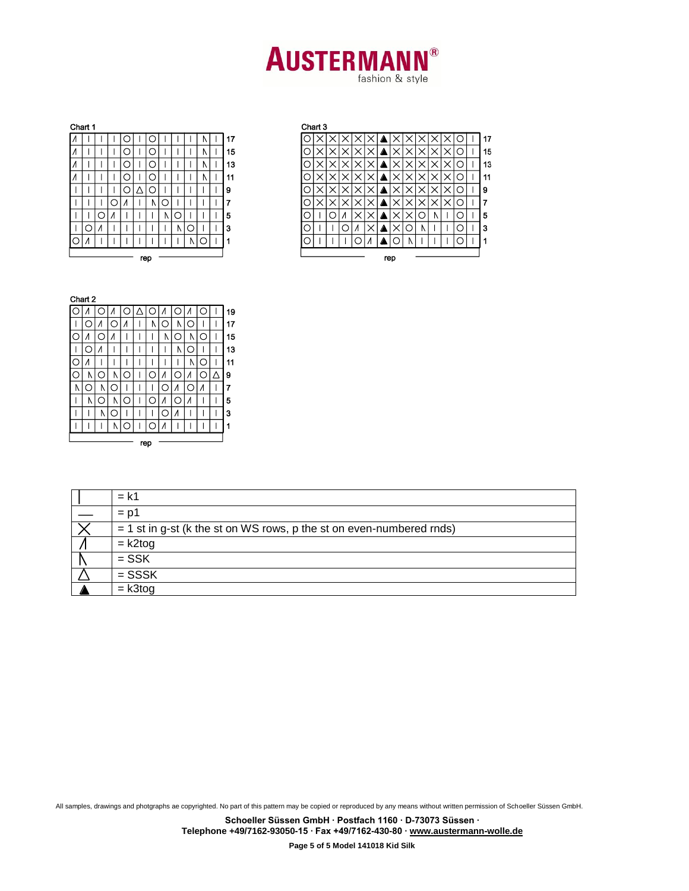Chart 1

17
15
13
11
9
7
5
3
1

rep

Chart 3

17
15
13
11
9
7
5
3
1

rep

Chart 2

19
17
15
13
11
9
7
5
3
1

rep

| | |
|---|---|
| \| | = k1 |
| — | = p1 |
| X | = 1 st in g-st (k the st on WS rows, p the st on even-numbered rnds) |
| / | = k2tog |
| \ | = SSK |
| △ | = SSSK |
| ▲ | = k3tog |

All samples, drawings and photgraphs ae copyrighted. No part of this pattern may be copied or reproduced by any means without written permission of Schoeller Süssen GmbH.

**Schoeller Süssen GmbH · Postfach 1160 · D-73073 Süssen ·**
**Telephone +49/7162-93050-15 · Fax +49/7162-430-80 · www.austermann-wolle.de**

**Model 141018 Kid Silk**